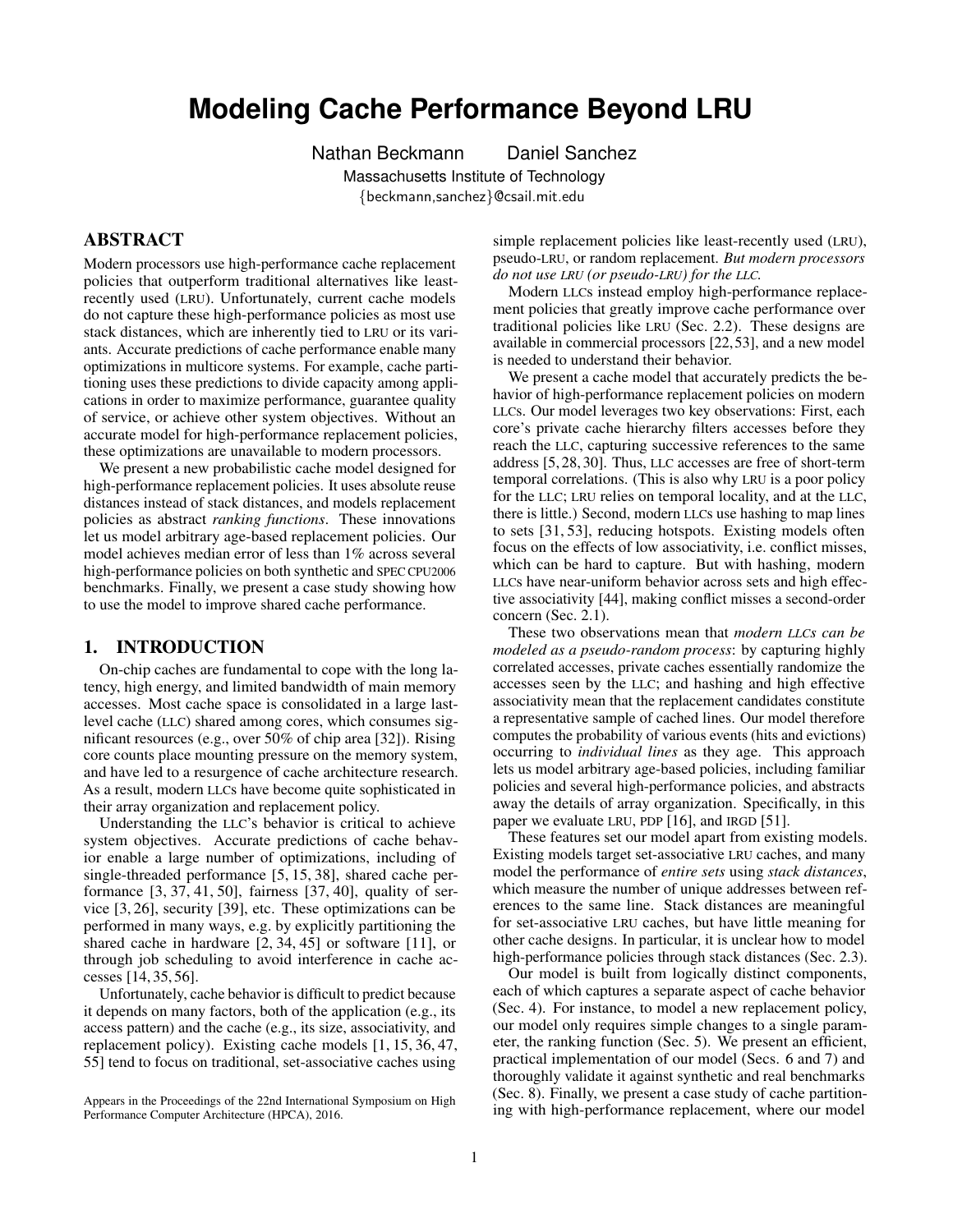# Modeling Cache Performance Beyond LRU

Nathan Beckmann    Daniel Sanchez

Massachusetts Institute of Technology

{beckmann,sanchez}@csail.mit.edu

## ABSTRACT

Modern processors use high-performance cache replacement policies that outperform traditional alternatives like least-recently used (LRU). Unfortunately, current cache models do not capture these high-performance policies as most use stack distances, which are inherently tied to LRU or its variants. Accurate predictions of cache performance enable many optimizations in multicore systems. For example, cache partitioning uses these predictions to divide capacity among applications in order to maximize performance, guarantee quality of service, or achieve other system objectives. Without an accurate model for high-performance replacement policies, these optimizations are unavailable to modern processors.

We present a new probabilistic cache model designed for high-performance replacement policies. It uses absolute reuse distances instead of stack distances, and models replacement policies as abstract *ranking functions*. These innovations let us model arbitrary age-based replacement policies. Our model achieves median error of less than 1% across several high-performance policies on both synthetic and SPEC CPU2006 benchmarks. Finally, we present a case study showing how to use the model to improve shared cache performance.

## 1. INTRODUCTION

On-chip caches are fundamental to cope with the long latency, high energy, and limited bandwidth of main memory accesses. Most cache space is consolidated in a large last-level cache (LLC) shared among cores, which consumes significant resources (e.g., over 50% of chip area [32]). Rising core counts place mounting pressure on the memory system, and have led to a resurgence of cache architecture research. As a result, modern LLCs have become quite sophisticated in their array organization and replacement policy.

Understanding the LLC's behavior is critical to achieve system objectives. Accurate predictions of cache behavior enable a large number of optimizations, including of single-threaded performance [5, 15, 38], shared cache performance [3, 37, 41, 50], fairness [37, 40], quality of service [3, 26], security [39], etc. These optimizations can be performed in many ways, e.g. by explicitly partitioning the shared cache in hardware [2, 34, 45] or software [11], or through job scheduling to avoid interference in cache accesses [14, 35, 56].

Unfortunately, cache behavior is difficult to predict because it depends on many factors, both of the application (e.g., its access pattern) and the cache (e.g., its size, associativity, and replacement policy). Existing cache models [1, 15, 36, 47, 55] tend to focus on traditional, set-associative caches using simple replacement policies like least-recently used (LRU), pseudo-LRU, or random replacement. *But modern processors do not use LRU (or pseudo-LRU) for the LLC.*

Modern LLCs instead employ high-performance replacement policies that greatly improve cache performance over traditional policies like LRU (Sec. 2.2). These designs are available in commercial processors [22, 53], and a new model is needed to understand their behavior.

We present a cache model that accurately predicts the behavior of high-performance replacement policies on modern LLCs. Our model leverages two key observations: First, each core's private cache hierarchy filters accesses before they reach the LLC, capturing successive references to the same address [5, 28, 30]. Thus, LLC accesses are free of short-term temporal correlations. (This is also why LRU is a poor policy for the LLC; LRU relies on temporal locality, and at the LLC, there is little.) Second, modern LLCs use hashing to map lines to sets [31, 53], reducing hotspots. Existing models often focus on the effects of low associativity, i.e. conflict misses, which can be hard to capture. But with hashing, modern LLCs have near-uniform behavior across sets and high effective associativity [44], making conflict misses a second-order concern (Sec. 2.1).

These two observations mean that *modern LLCs can be modeled as a pseudo-random process*: by capturing highly correlated accesses, private caches essentially randomize the accesses seen by the LLC; and hashing and high effective associativity mean that the replacement candidates constitute a representative sample of cached lines. Our model therefore computes the probability of various events (hits and evictions) occurring to *individual lines* as they age. This approach lets us model arbitrary age-based policies, including familiar policies and several high-performance policies, and abstracts away the details of array organization. Specifically, in this paper we evaluate LRU, PDP [16], and IRGD [51].

These features set our model apart from existing models. Existing models target set-associative LRU caches, and many model the performance of *entire sets* using *stack distances*, which measure the number of unique addresses between references to the same line. Stack distances are meaningful for set-associative LRU caches, but have little meaning for other cache designs. In particular, it is unclear how to model high-performance policies through stack distances (Sec. 2.3).

Our model is built from logically distinct components, each of which captures a separate aspect of cache behavior (Sec. 4). For instance, to model a new replacement policy, our model only requires simple changes to a single parameter, the ranking function (Sec. 5). We present an efficient, practical implementation of our model (Secs. 6 and 7) and thoroughly validate it against synthetic and real benchmarks (Sec. 8). Finally, we present a case study of cache partitioning with high-performance replacement, where our model

Appears in the Proceedings of the 22nd International Symposium on High Performance Computer Architecture (HPCA), 2016.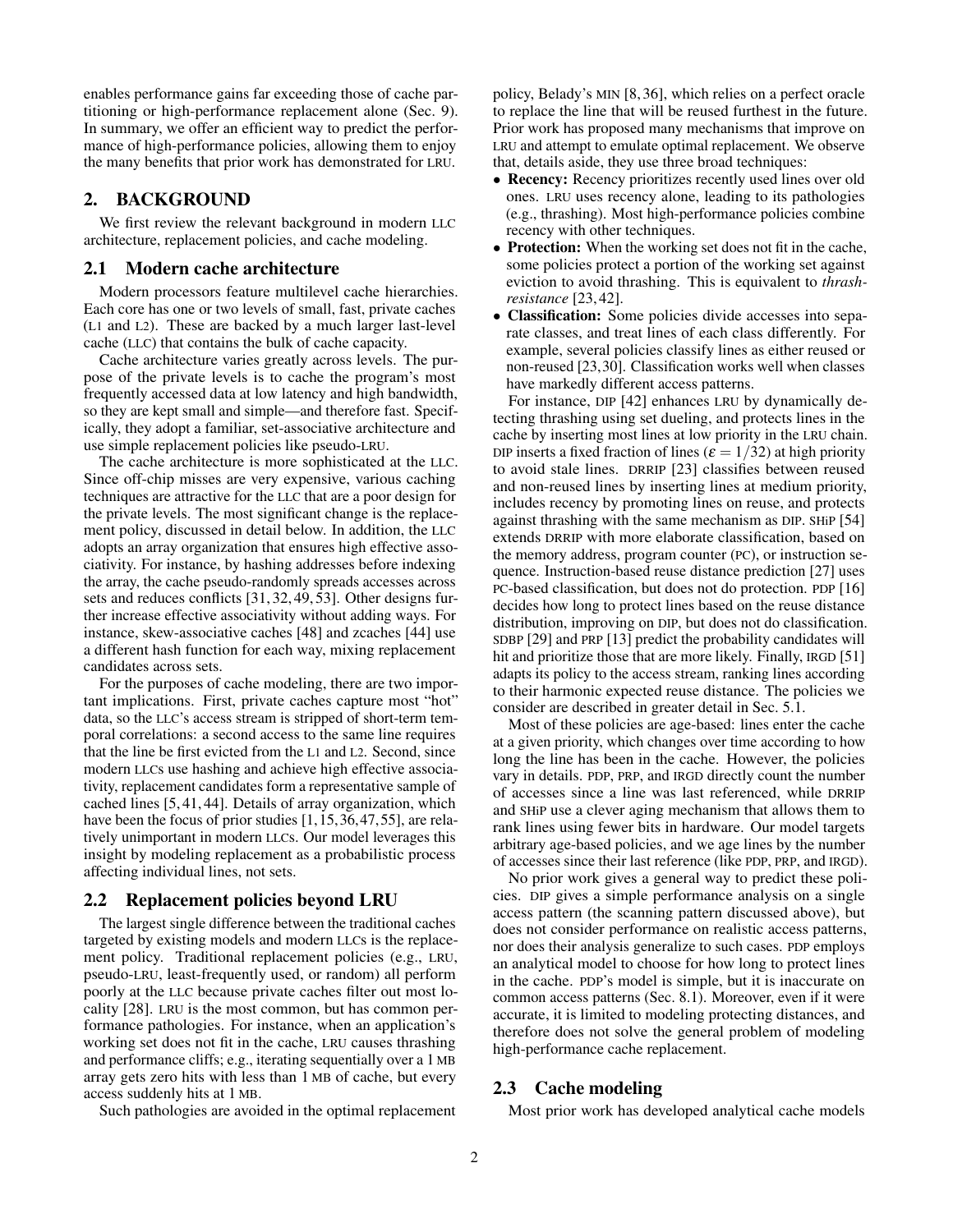enables performance gains far exceeding those of cache partitioning or high-performance replacement alone (Sec. 9). In summary, we offer an efficient way to predict the performance of high-performance policies, allowing them to enjoy the many benefits that prior work has demonstrated for LRU.

## 2. BACKGROUND

We first review the relevant background in modern LLC architecture, replacement policies, and cache modeling.

### 2.1 Modern cache architecture

Modern processors feature multilevel cache hierarchies. Each core has one or two levels of small, fast, private caches (L1 and L2). These are backed by a much larger last-level cache (LLC) that contains the bulk of cache capacity.

Cache architecture varies greatly across levels. The purpose of the private levels is to cache the program's most frequently accessed data at low latency and high bandwidth, so they are kept small and simple—and therefore fast. Specifically, they adopt a familiar, set-associative architecture and use simple replacement policies like pseudo-LRU.

The cache architecture is more sophisticated at the LLC. Since off-chip misses are very expensive, various caching techniques are attractive for the LLC that are a poor design for the private levels. The most significant change is the replacement policy, discussed in detail below. In addition, the LLC adopts an array organization that ensures high effective associativity. For instance, by hashing addresses before indexing the array, the cache pseudo-randomly spreads accesses across sets and reduces conflicts [31, 32, 49, 53]. Other designs further increase effective associativity without adding ways. For instance, skew-associative caches [48] and zcaches [44] use a different hash function for each way, mixing replacement candidates across sets.

For the purposes of cache modeling, there are two important implications. First, private caches capture most "hot" data, so the LLC's access stream is stripped of short-term temporal correlations: a second access to the same line requires that the line be first evicted from the L1 and L2. Second, since modern LLCs use hashing and achieve high effective associativity, replacement candidates form a representative sample of cached lines [5, 41, 44]. Details of array organization, which have been the focus of prior studies [1, 15, 36, 47, 55], are relatively unimportant in modern LLCs. Our model leverages this insight by modeling replacement as a probabilistic process affecting individual lines, not sets.

### 2.2 Replacement policies beyond LRU

The largest single difference between the traditional caches targeted by existing models and modern LLCs is the replacement policy. Traditional replacement policies (e.g., LRU, pseudo-LRU, least-frequently used, or random) all perform poorly at the LLC because private caches filter out most locality [28]. LRU is the most common, but has common performance pathologies. For instance, when an application's working set does not fit in the cache, LRU causes thrashing and performance cliffs; e.g., iterating sequentially over a 1 MB array gets zero hits with less than 1 MB of cache, but every access suddenly hits at 1 MB.

Such pathologies are avoided in the optimal replacement policy, Belady's MIN [8, 36], which relies on a perfect oracle to replace the line that will be reused furthest in the future. Prior work has proposed many mechanisms that improve on LRU and attempt to emulate optimal replacement. We observe that, details aside, they use three broad techniques:

- **Recency:** Recency prioritizes recently used lines over old ones. LRU uses recency alone, leading to its pathologies (e.g., thrashing). Most high-performance policies combine recency with other techniques.
- **Protection:** When the working set does not fit in the cache, some policies protect a portion of the working set against eviction to avoid thrashing. This is equivalent to *thrash-resistance* [23, 42].
- **Classification:** Some policies divide accesses into separate classes, and treat lines of each class differently. For example, several policies classify lines as either reused or non-reused [23, 30]. Classification works well when classes have markedly different access patterns.

For instance, DIP [42] enhances LRU by dynamically detecting thrashing using set dueling, and protects lines in the cache by inserting most lines at low priority in the LRU chain. DIP inserts a fixed fraction of lines ($\varepsilon = 1/32$) at high priority to avoid stale lines. DRRIP [23] classifies between reused and non-reused lines by inserting lines at medium priority, includes recency by promoting lines on reuse, and protects against thrashing with the same mechanism as DIP. SHiP [54] extends DRRIP with more elaborate classification, based on the memory address, program counter (PC), or instruction sequence. Instruction-based reuse distance prediction [27] uses PC-based classification, but does not do protection. PDP [16] decides how long to protect lines based on the reuse distance distribution, improving on DIP, but does not do classification. SDBP [29] and PRP [13] predict the probability candidates will hit and prioritize those that are more likely. Finally, IRGD [51] adapts its policy to the access stream, ranking lines according to their harmonic expected reuse distance. The policies we consider are described in greater detail in Sec. 5.1.

Most of these policies are age-based: lines enter the cache at a given priority, which changes over time according to how long the line has been in the cache. However, the policies vary in details. PDP, PRP, and IRGD directly count the number of accesses since a line was last referenced, while DRRIP and SHiP use a clever aging mechanism that allows them to rank lines using fewer bits in hardware. Our model targets arbitrary age-based policies, and we age lines by the number of accesses since their last reference (like PDP, PRP, and IRGD).

No prior work gives a general way to predict these policies. DIP gives a simple performance analysis on a single access pattern (the scanning pattern discussed above), but does not consider performance on realistic access patterns, nor does their analysis generalize to such cases. PDP employs an analytical model to choose for how long to protect lines in the cache. PDP's model is simple, but it is inaccurate on common access patterns (Sec. 8.1). Moreover, even if it were accurate, it is limited to modeling protecting distances, and therefore does not solve the general problem of modeling high-performance cache replacement.

### 2.3 Cache modeling

Most prior work has developed analytical cache models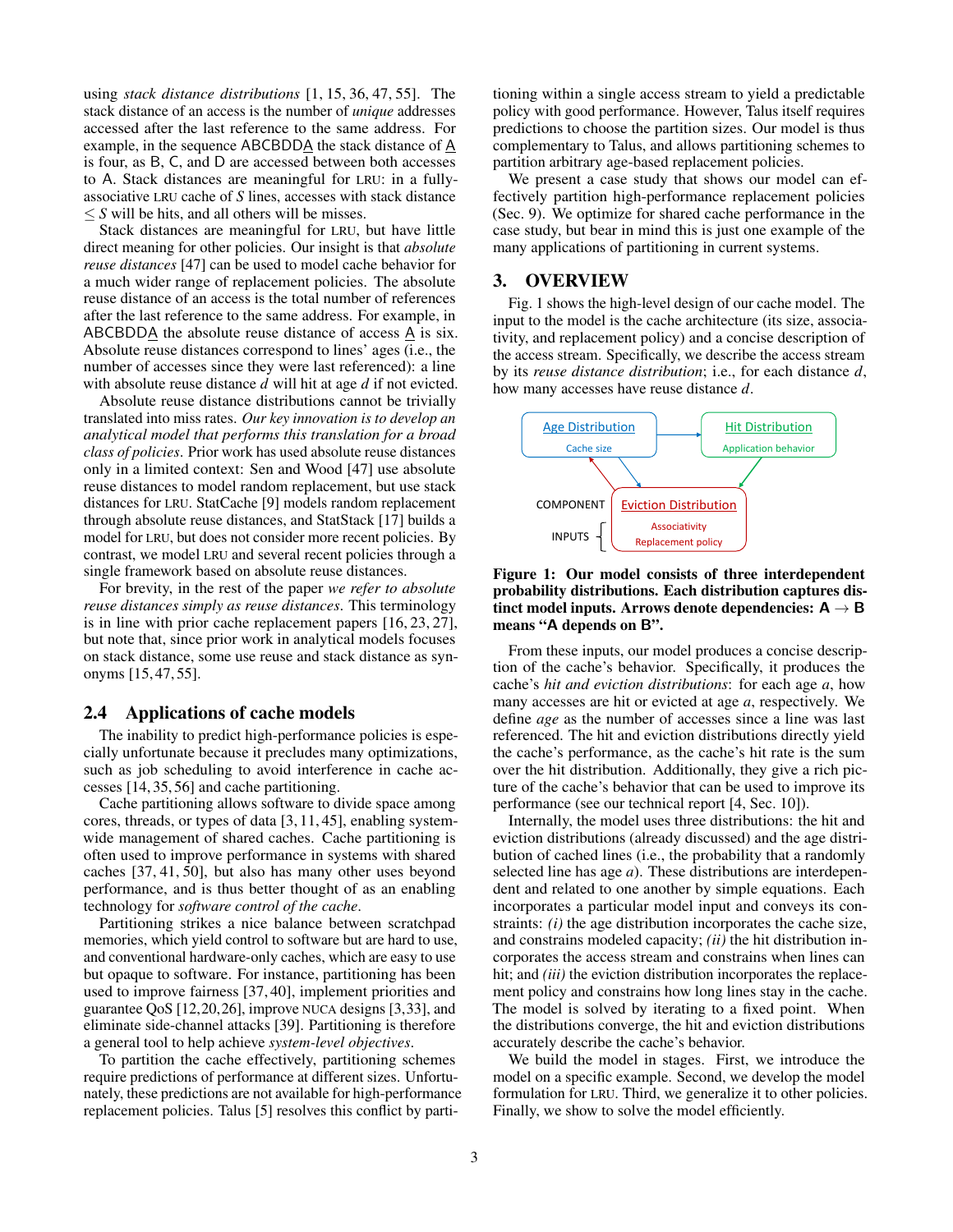using *stack distance distributions* [1, 15, 36, 47, 55]. The stack distance of an access is the number of *unique* addresses accessed after the last reference to the same address. For example, in the sequence ABCBDDA the stack distance of A is four, as B, C, and D are accessed between both accesses to A. Stack distances are meaningful for LRU: in a fully-associative LRU cache of $S$ lines, accesses with stack distance $\leq S$ will be hits, and all others will be misses.

Stack distances are meaningful for LRU, but have little direct meaning for other policies. Our insight is that *absolute reuse distances* [47] can be used to model cache behavior for a much wider range of replacement policies. The absolute reuse distance of an access is the total number of references after the last reference to the same address. For example, in ABCBDDA the absolute reuse distance of access A is six. Absolute reuse distances correspond to lines' ages (i.e., the number of accesses since they were last referenced): a line with absolute reuse distance $d$ will hit at age $d$ if not evicted.

Absolute reuse distance distributions cannot be trivially translated into miss rates. *Our key innovation is to develop an analytical model that performs this translation for a broad class of policies*. Prior work has used absolute reuse distances only in a limited context: Sen and Wood [47] use absolute reuse distances to model random replacement, but use stack distances for LRU. StatCache [9] models random replacement through absolute reuse distances, and StatStack [17] builds a model for LRU, but does not consider more recent policies. By contrast, we model LRU and several recent policies through a single framework based on absolute reuse distances.

For brevity, in the rest of the paper *we refer to absolute reuse distances simply as reuse distances*. This terminology is in line with prior cache replacement papers [16, 23, 27], but note that, since prior work in analytical models focuses on stack distance, some use reuse and stack distance as synonyms [15, 47, 55].

## 2.4 Applications of cache models

The inability to predict high-performance policies is especially unfortunate because it precludes many optimizations, such as job scheduling to avoid interference in cache accesses [14, 35, 56] and cache partitioning.

Cache partitioning allows software to divide space among cores, threads, or types of data [3, 11, 45], enabling system-wide management of shared caches. Cache partitioning is often used to improve performance in systems with shared caches [37, 41, 50], but also has many other uses beyond performance, and is thus better thought of as an enabling technology for *software control of the cache*.

Partitioning strikes a nice balance between scratchpad memories, which yield control to software but are hard to use, and conventional hardware-only caches, which are easy to use but opaque to software. For instance, partitioning has been used to improve fairness [37, 40], implement priorities and guarantee QoS [12, 20, 26], improve NUCA designs [3, 33], and eliminate side-channel attacks [39]. Partitioning is therefore a general tool to help achieve *system-level objectives*.

To partition the cache effectively, partitioning schemes require predictions of performance at different sizes. Unfortunately, these predictions are not available for high-performance replacement policies. Talus [5] resolves this conflict by partitioning within a single access stream to yield a predictable policy with good performance. However, Talus itself requires predictions to choose the partition sizes. Our model is thus complementary to Talus, and allows partitioning schemes to partition arbitrary age-based replacement policies.

We present a case study that shows our model can effectively partition high-performance replacement policies (Sec. 9). We optimize for shared cache performance in the case study, but bear in mind this is just one example of the many applications of partitioning in current systems.

# 3. OVERVIEW

Fig. 1 shows the high-level design of our cache model. The input to the model is the cache architecture (its size, associativity, and replacement policy) and a concise description of the access stream. Specifically, we describe the access stream by its *reuse distance distribution*; i.e., for each distance $d$, how many accesses have reuse distance $d$.

Age Distribution
Cache size
Hit Distribution
Application behavior
COMPONENT
Eviction Distribution
INPUTS
Associativity
Replacement policy

**Figure 1: Our model consists of three interdependent probability distributions. Each distribution captures distinct model inputs. Arrows denote dependencies: A → B means "A depends on B".**

From these inputs, our model produces a concise description of the cache's behavior. Specifically, it produces the cache's *hit and eviction distributions*: for each age $a$, how many accesses are hit or evicted at age $a$, respectively. We define *age* as the number of accesses since a line was last referenced. The hit and eviction distributions directly yield the cache's performance, as the cache's hit rate is the sum over the hit distribution. Additionally, they give a rich picture of the cache's behavior that can be used to improve its performance (see our technical report [4, Sec. 10]).

Internally, the model uses three distributions: the hit and eviction distributions (already discussed) and the age distribution of cached lines (i.e., the probability that a randomly selected line has age $a$). These distributions are interdependent and related to one another by simple equations. Each incorporates a particular model input and conveys its constraints: *(i)* the age distribution incorporates the cache size, and constrains modeled capacity; *(ii)* the hit distribution incorporates the access stream and constrains when lines can hit; and *(iii)* the eviction distribution incorporates the replacement policy and constrains how long lines stay in the cache. The model is solved by iterating to a fixed point. When the distributions converge, the hit and eviction distributions accurately describe the cache's behavior.

We build the model in stages. First, we introduce the model on a specific example. Second, we develop the model formulation for LRU. Third, we generalize it to other policies. Finally, we show to solve the model efficiently.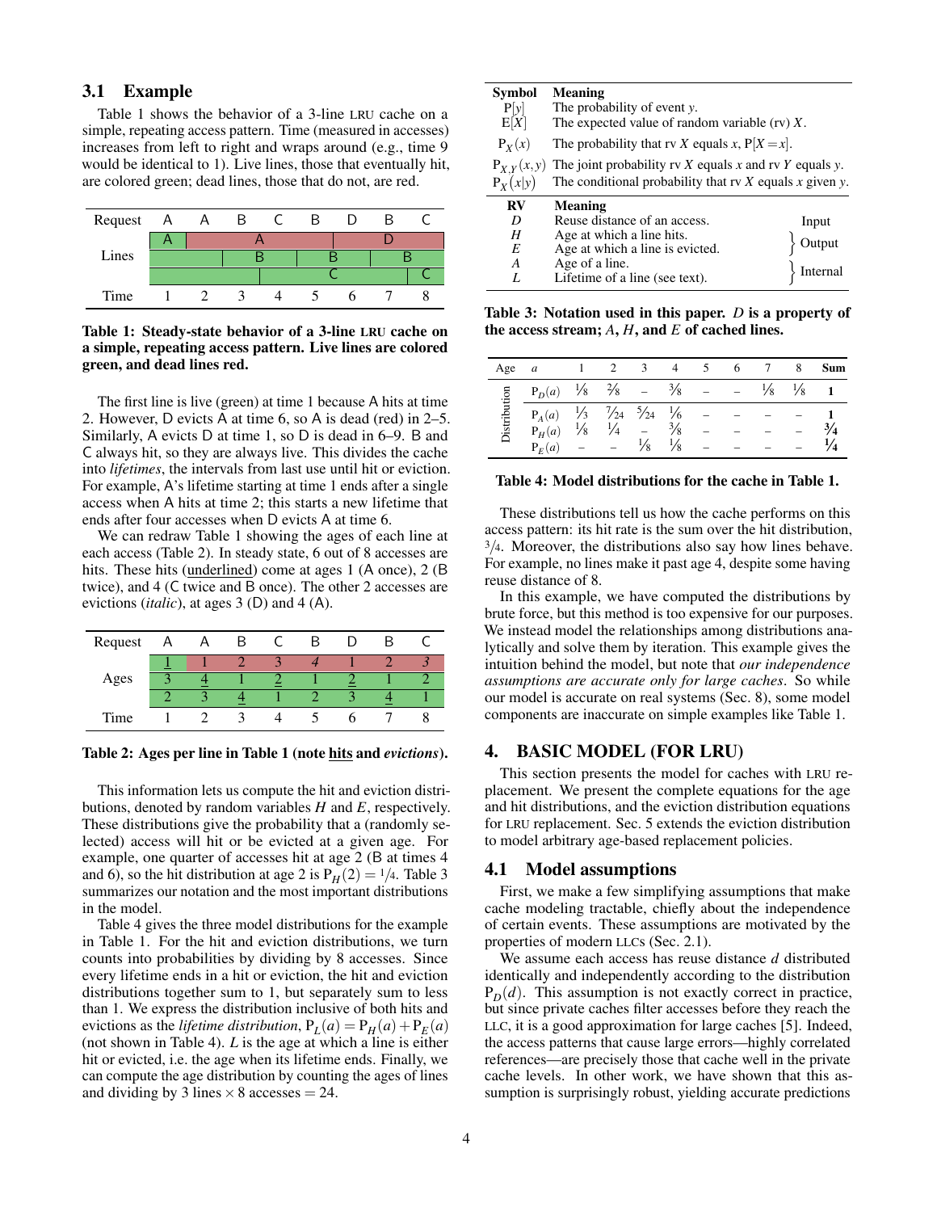### 3.1 Example

Table 1 shows the behavior of a 3-line LRU cache on a simple, repeating access pattern. Time (measured in accesses) increases from left to right and wraps around (e.g., time 9 would be identical to 1). Live lines, those that eventually hit, are colored green; dead lines, those that do not, are red.

| Request | A | A | B | C | B | D | B | C |
|---|---|---|---|---|---|---|---|---|
| Lines | A | A | A | A | A | D | D | D |
| | | | B | B | B | B | B | B |
| | | | | C | C | C | C | C |
| Time | 1 | 2 | 3 | 4 | 5 | 6 | 7 | 8 |

**Table 1: Steady-state behavior of a 3-line LRU cache on a simple, repeating access pattern. Live lines are colored green, and dead lines red.**

The first line is live (green) at time 1 because A hits at time 2. However, D evicts A at time 6, so A is dead (red) in 2–5. Similarly, A evicts D at time 1, so D is dead in 6–9. B and C always hit, so they are always live. This divides the cache into *lifetimes*, the intervals from last use until hit or eviction. For example, A's lifetime starting at time 1 ends after a single access when A hits at time 2; this starts a new lifetime that ends after four accesses when D evicts A at time 6.

We can redraw Table 1 showing the ages of each line at each access (Table 2). In steady state, 6 out of 8 accesses are hits. These hits (underlined) come at ages 1 (A once), 2 (B twice), and 4 (C twice and B once). The other 2 accesses are evictions (*italic*), at ages 3 (D) and 4 (A).

| Request | A | A | B | C | B | D | B | C |
|---|---|---|---|---|---|---|---|---|
| Ages | <u>1</u> | 1 | 2 | 3 | *4* | 1 | 2 | *3* |
| | 3 | <u>4</u> | 1 | <u>2</u> | 1 | <u>2</u> | 1 | 2 |
| | 2 | 3 | <u>4</u> | 1 | 2 | 3 | <u>4</u> | 1 |
| Time | 1 | 2 | 3 | 4 | 5 | 6 | 7 | 8 |

**Table 2: Ages per line in Table 1 (note <u>hits</u> and *evictions*).**

This information lets us compute the hit and eviction distributions, denoted by random variables $H$ and $E$, respectively. These distributions give the probability that a (randomly selected) access will hit or be evicted at a given age. For example, one quarter of accesses hit at age 2 (B at times 4 and 6), so the hit distribution at age 2 is $P_H(2) = 1/4$. Table 3 summarizes our notation and the most important distributions in the model.

Table 4 gives the three model distributions for the example in Table 1. For the hit and eviction distributions, we turn counts into probabilities by dividing by 8 accesses. Since every lifetime ends in a hit or eviction, the hit and eviction distributions together sum to 1, but separately sum to less than 1. We express the distribution inclusive of both hits and evictions as the *lifetime distribution*, $P_L(a) = P_H(a) + P_E(a)$ (not shown in Table 4). $L$ is the age at which a line is either hit or evicted, i.e. the age when its lifetime ends. Finally, we can compute the age distribution by counting the ages of lines and dividing by 3 lines × 8 accesses = 24.

| Symbol | Meaning | |
|---|---|---|
| $P[y]$ | The probability of event $y$. | |
| $E[X]$ | The expected value of random variable (rv) $X$. | |
| $P_X(x)$ | The probability that rv $X$ equals $x$, $P[X = x]$. | |
| $P_{X,Y}(x,y)$ | The joint probability rv $X$ equals $x$ and rv $Y$ equals $y$. | |
| $P_X(x\|y)$ | The conditional probability that rv $X$ equals $x$ given $y$. | |
| **RV** | **Meaning** | |
| $D$ | Reuse distance of an access. | Input |
| $H$ | Age at which a line hits. | Output |
| $E$ | Age at which a line is evicted. | Output |
| $A$ | Age of a line. | Internal |
| $L$ | Lifetime of a line (see text). | Internal |

**Table 3: Notation used in this paper. $D$ is a property of the access stream; $A$, $H$, and $E$ of cached lines.**

| Age | $a$ | 1 | 2 | 3 | 4 | 5 | 6 | 7 | 8 | Sum |
|---|---|---|---|---|---|---|---|---|---|---|
| Distribution | $P_D(a)$ | 1/8 | 2/8 | – | 3/8 | – | – | 1/8 | 1/8 | **1** |
| | $P_A(a)$ | 1/3 | 7/24 | 5/24 | 1/6 | – | – | – | – | **1** |
| | $P_H(a)$ | 1/8 | 1/4 | – | 3/8 | – | – | – | – | **3/4** |
| | $P_E(a)$ | – | – | 1/8 | 1/8 | – | – | – | – | **1/4** |

**Table 4: Model distributions for the cache in Table 1.**

These distributions tell us how the cache performs on this access pattern: its hit rate is the sum over the hit distribution, 3/4. Moreover, the distributions also say how lines behave. For example, no lines make it past age 4, despite some having reuse distance of 8.

In this example, we have computed the distributions by brute force, but this method is too expensive for our purposes. We instead model the relationships among distributions analytically and solve them by iteration. This example gives the intuition behind the model, but note that *our independence assumptions are accurate only for large caches*. So while our model is accurate on real systems (Sec. 8), some model components are inaccurate on simple examples like Table 1.

## 4. BASIC MODEL (FOR LRU)

This section presents the model for caches with LRU replacement. We present the complete equations for the age and hit distributions, and the eviction distribution equations for LRU replacement. Sec. 5 extends the eviction distribution to model arbitrary age-based replacement policies.

### 4.1 Model assumptions

First, we make a few simplifying assumptions that make cache modeling tractable, chiefly about the independence of certain events. These assumptions are motivated by the properties of modern LLCs (Sec. 2.1).

We assume each access has reuse distance $d$ distributed identically and independently according to the distribution $P_D(d)$. This assumption is not exactly correct in practice, but since private caches filter accesses before they reach the LLC, it is a good approximation for large caches [5]. Indeed, the access patterns that cause large errors—highly correlated references—are precisely those that cache well in the private cache levels. In other work, we have shown that this assumption is surprisingly robust, yielding accurate predictions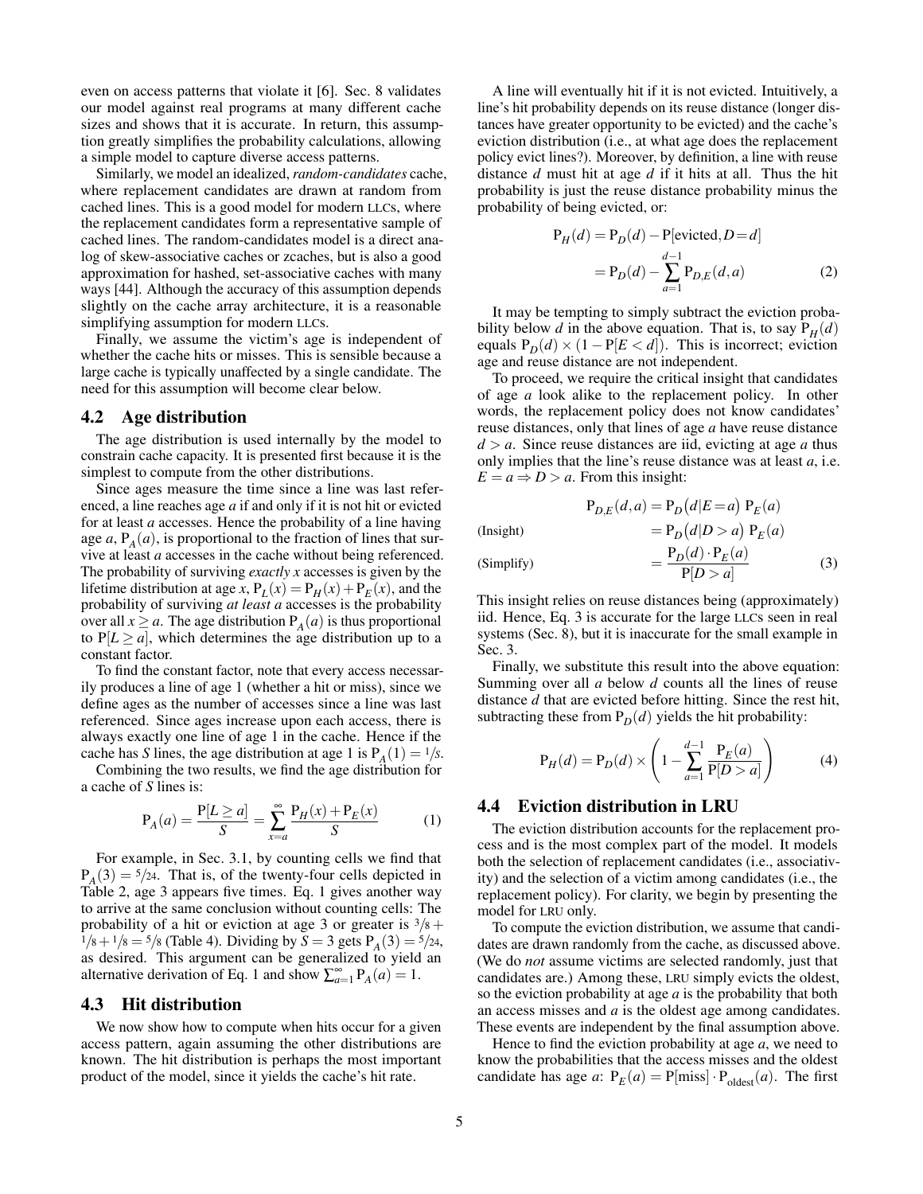even on access patterns that violate it [6]. Sec. 8 validates our model against real programs at many different cache sizes and shows that it is accurate. In return, this assumption greatly simplifies the probability calculations, allowing a simple model to capture diverse access patterns.

Similarly, we model an idealized, *random-candidates* cache, where replacement candidates are drawn at random from cached lines. This is a good model for modern LLCs, where the replacement candidates form a representative sample of cached lines. The random-candidates model is a direct analog of skew-associative caches or zcaches, but is also a good approximation for hashed, set-associative caches with many ways [44]. Although the accuracy of this assumption depends slightly on the cache array architecture, it is a reasonable simplifying assumption for modern LLCs.

Finally, we assume the victim's age is independent of whether the cache hits or misses. This is sensible because a large cache is typically unaffected by a single candidate. The need for this assumption will become clear below.

## 4.2 Age distribution

The age distribution is used internally by the model to constrain cache capacity. It is presented first because it is the simplest to compute from the other distributions.

Since ages measure the time since a line was last referenced, a line reaches age $a$ if and only if it is not hit or evicted for at least $a$ accesses. Hence the probability of a line having age $a$, $P_A(a)$, is proportional to the fraction of lines that survive at least $a$ accesses in the cache without being referenced. The probability of surviving *exactly* $x$ accesses is given by the lifetime distribution at age $x$, $P_L(x) = P_H(x) + P_E(x)$, and the probability of surviving *at least* $a$ accesses is the probability over all $x \geq a$. The age distribution $P_A(a)$ is thus proportional to $P[L \geq a]$, which determines the age distribution up to a constant factor.

To find the constant factor, note that every access necessarily produces a line of age 1 (whether a hit or miss), since we define ages as the number of accesses since a line was last referenced. Since ages increase upon each access, there is always exactly one line of age 1 in the cache. Hence if the cache has $S$ lines, the age distribution at age 1 is $P_A(1) = 1/S$.

Combining the two results, we find the age distribution for a cache of $S$ lines is:

$$P_A(a) = \frac{P[L \geq a]}{S} = \sum_{x=a}^{\infty} \frac{P_H(x) + P_E(x)}{S} \tag{1}$$

For example, in Sec. 3.1, by counting cells we find that $P_A(3) = 5/24$. That is, of the twenty-four cells depicted in Table 2, age 3 appears five times. Eq. 1 gives another way to arrive at the same conclusion without counting cells: The probability of a hit or eviction at age 3 or greater is $3/8 + 1/8 + 1/8 = 5/8$ (Table 4). Dividing by $S = 3$ gets $P_A(3) = 5/24$, as desired. This argument can be generalized to yield an alternative derivation of Eq. 1 and show $\sum_{a=1}^{\infty} P_A(a) = 1$.

## 4.3 Hit distribution

We now show how to compute when hits occur for a given access pattern, again assuming the other distributions are known. The hit distribution is perhaps the most important product of the model, since it yields the cache's hit rate.

A line will eventually hit if it is not evicted. Intuitively, a line's hit probability depends on its reuse distance (longer distances have greater opportunity to be evicted) and the cache's eviction distribution (i.e., at what age does the replacement policy evict lines?). Moreover, by definition, a line with reuse distance $d$ must hit at age $d$ if it hits at all. Thus the hit probability is just the reuse distance probability minus the probability of being evicted, or:

$$\begin{aligned} P_H(d) &= P_D(d) - P[\text{evicted}, D = d] \\ &= P_D(d) - \sum_{a=1}^{d-1} P_{D,E}(d, a) \end{aligned} \tag{2}$$

It may be tempting to simply subtract the eviction probability below $d$ in the above equation. That is, to say $P_H(d)$ equals $P_D(d) \times (1 - P[E < d])$. This is incorrect; eviction age and reuse distance are not independent.

To proceed, we require the critical insight that candidates of age $a$ look alike to the replacement policy. In other words, the replacement policy does not know candidates' reuse distances, only that lines of age $a$ have reuse distance $d > a$. Since reuse distances are iid, evicting at age $a$ thus only implies that the line's reuse distance was at least $a$, i.e. $E = a \Rightarrow D > a$. From this insight:

$$\begin{aligned} P_{D,E}(d, a) &= P_D(d | E = a)\ P_E(a) \\ \text{(Insight)} \quad &= P_D(d | D > a)\ P_E(a) \\ \text{(Simplify)} \quad &= \frac{P_D(d) \cdot P_E(a)}{P[D > a]} \end{aligned} \tag{3}$$

This insight relies on reuse distances being (approximately) iid. Hence, Eq. 3 is accurate for the large LLCs seen in real systems (Sec. 8), but it is inaccurate for the small example in Sec. 3.

Finally, we substitute this result into the above equation: Summing over all $a$ below $d$ counts all the lines of reuse distance $d$ that are evicted before hitting. Since the rest hit, subtracting these from $P_D(d)$ yields the hit probability:

$$P_H(d) = P_D(d) \times \left(1 - \sum_{a=1}^{d-1} \frac{P_E(a)}{P[D > a]}\right) \tag{4}$$

## 4.4 Eviction distribution in LRU

The eviction distribution accounts for the replacement process and is the most complex part of the model. It models both the selection of replacement candidates (i.e., associativity) and the selection of a victim among candidates (i.e., the replacement policy). For clarity, we begin by presenting the model for LRU only.

To compute the eviction distribution, we assume that candidates are drawn randomly from the cache, as discussed above. (We do *not* assume victims are selected randomly, just that candidates are.) Among these, LRU simply evicts the oldest, so the eviction probability at age $a$ is the probability that both an access misses and $a$ is the oldest age among candidates. These events are independent by the final assumption above.

Hence to find the eviction probability at age $a$, we need to know the probabilities that the access misses and the oldest candidate has age $a$: $P_E(a) = P[\text{miss}] \cdot P_{\text{oldest}}(a)$. The first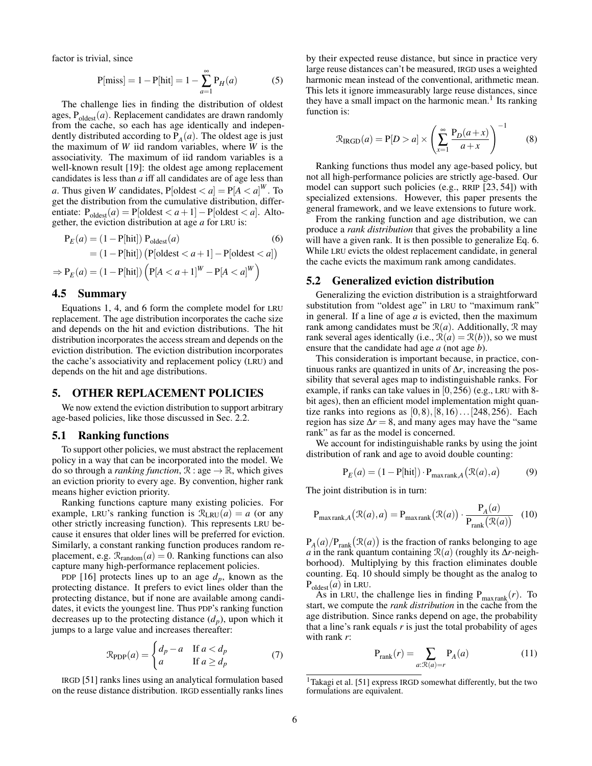factor is trivial, since

$$\mathrm{P[miss]} = 1 - \mathrm{P[hit]} = 1 - \sum_{a=1}^{\infty} \mathrm{P}_H(a) \tag{5}$$

The challenge lies in finding the distribution of oldest ages, $\mathrm{P}_{\mathrm{oldest}}(a)$. Replacement candidates are drawn randomly from the cache, so each has age identically and independently distributed according to $\mathrm{P}_A(a)$. The oldest age is just the maximum of $W$ iid random variables, where $W$ is the associativity. The maximum of iid random variables is a well-known result [19]: the oldest age among replacement candidates is less than $a$ iff all candidates are of age less than $a$. Thus given $W$ candidates, $\mathrm{P}[\mathrm{oldest} < a] = \mathrm{P}[A < a]^W$. To get the distribution from the cumulative distribution, differentiate: $\mathrm{P}_{\mathrm{oldest}}(a) = \mathrm{P}[\mathrm{oldest} < a+1] - \mathrm{P}[\mathrm{oldest} < a]$. Altogether, the eviction distribution at age $a$ for LRU is:

$$\begin{aligned}
\mathrm{P}_E(a) &= (1 - \mathrm{P[hit]})\ \mathrm{P}_{\mathrm{oldest}}(a) \qquad (6)\\
&= (1 - \mathrm{P[hit]})\left(\mathrm{P}[\mathrm{oldest} < a+1] - \mathrm{P}[\mathrm{oldest} < a]\right)\\
\Rightarrow \mathrm{P}_E(a) &= (1 - \mathrm{P[hit]})\left(\mathrm{P}[A < a+1]^W - \mathrm{P}[A < a]^W\right)
\end{aligned}$$

## 4.5 Summary

Equations 1, 4, and 6 form the complete model for LRU replacement. The age distribution incorporates the cache size and depends on the hit and eviction distributions. The hit distribution incorporates the access stream and depends on the eviction distribution. The eviction distribution incorporates the cache's associativity and replacement policy (LRU) and depends on the hit and age distributions.

# 5. OTHER REPLACEMENT POLICIES

We now extend the eviction distribution to support arbitrary age-based policies, like those discussed in Sec. 2.2.

## 5.1 Ranking functions

To support other policies, we must abstract the replacement policy in a way that can be incorporated into the model. We do so through a *ranking function*, $\mathcal{R} : \mathrm{age} \to \mathbb{R}$, which gives an eviction priority to every age. By convention, higher rank means higher eviction priority.

Ranking functions capture many existing policies. For example, LRU's ranking function is $\mathcal{R}_{\mathrm{LRU}}(a) = a$ (or any other strictly increasing function). This represents LRU because it ensures that older lines will be preferred for eviction. Similarly, a constant ranking function produces random replacement, e.g. $\mathcal{R}_{\mathrm{random}}(a) = 0$. Ranking functions can also capture many high-performance replacement policies.

PDP [16] protects lines up to an age $d_p$, known as the protecting distance. It prefers to evict lines older than the protecting distance, but if none are available among candidates, it evicts the youngest line. Thus PDP's ranking function decreases up to the protecting distance ($d_p$), upon which it jumps to a large value and increases thereafter:

$$\mathcal{R}_{\mathrm{PDP}}(a) = \begin{cases} d_p - a & \text{If } a < d_p \\ a & \text{If } a \geq d_p \end{cases} \tag{7}$$

IRGD [51] ranks lines using an analytical formulation based on the reuse distance distribution. IRGD essentially ranks lines by their expected reuse distance, but since in practice very large reuse distances can't be measured, IRGD uses a weighted harmonic mean instead of the conventional, arithmetic mean. This lets it ignore immeasurably large reuse distances, since they have a small impact on the harmonic mean.[1] Its ranking function is:

$$\mathcal{R}_{\mathrm{IRGD}}(a) = \mathrm{P}[D > a] \times \left( \sum_{x=1}^{\infty} \frac{\mathrm{P}_D(a+x)}{a+x} \right)^{-1} \tag{8}$$

Ranking functions thus model any age-based policy, but not all high-performance policies are strictly age-based. Our model can support such policies (e.g., RRIP [23, 54]) with specialized extensions. However, this paper presents the general framework, and we leave extensions to future work.

From the ranking function and age distribution, we can produce a *rank distribution* that gives the probability a line will have a given rank. It is then possible to generalize Eq. 6. While LRU evicts the oldest replacement candidate, in general the cache evicts the maximum rank among candidates.

## 5.2 Generalized eviction distribution

Generalizing the eviction distribution is a straightforward substitution from "oldest age" in LRU to "maximum rank" in general. If a line of age $a$ is evicted, then the maximum rank among candidates must be $\mathcal{R}(a)$. Additionally, $\mathcal{R}$ may rank several ages identically (i.e., $\mathcal{R}(a) = \mathcal{R}(b)$), so we must ensure that the candidate had age $a$ (not age $b$).

This consideration is important because, in practice, continuous ranks are quantized in units of $\Delta r$, increasing the possibility that several ages map to indistinguishable ranks. For example, if ranks can take values in $[0, 256)$ (e.g., LRU with 8-bit ages), then an efficient model implementation might quantize ranks into regions as $[0,8), [8,16) \ldots [248,256)$. Each region has size $\Delta r = 8$, and many ages may have the "same rank" as far as the model is concerned.

We account for indistinguishable ranks by using the joint distribution of rank and age to avoid double counting:

$$\mathrm{P}_E(a) = (1 - \mathrm{P[hit]}) \cdot \mathrm{P}_{\max\mathrm{rank},A}\big(\mathcal{R}(a), a\big) \tag{9}$$

The joint distribution is in turn:

$$\mathrm{P}_{\max\mathrm{rank},A}\big(\mathcal{R}(a), a\big) = \mathrm{P}_{\max\mathrm{rank}}\big(\mathcal{R}(a)\big) \cdot \frac{\mathrm{P}_A(a)}{\mathrm{P}_{\mathrm{rank}}\big(\mathcal{R}(a)\big)} \tag{10}$$

$\mathrm{P}_A(a)/\mathrm{P}_{\mathrm{rank}}\big(\mathcal{R}(a)\big)$ is the fraction of ranks belonging to age $a$ in the rank quantum containing $\mathcal{R}(a)$ (roughly its $\Delta r$-neighborhood). Multiplying by this fraction eliminates double counting. Eq. 10 should simply be thought as the analog to $\mathrm{P}_{\mathrm{oldest}}(a)$ in LRU.

As in LRU, the challenge lies in finding $\mathrm{P}_{\max\mathrm{rank}}(r)$. To start, we compute the *rank distribution* in the cache from the age distribution. Since ranks depend on age, the probability that a line's rank equals $r$ is just the total probability of ages with rank $r$:

$$\mathrm{P}_{\mathrm{rank}}(r) = \sum_{a:\mathcal{R}(a)=r} \mathrm{P}_A(a) \tag{11}$$

[1] Takagi et al. [51] express IRGD somewhat differently, but the two formulations are equivalent.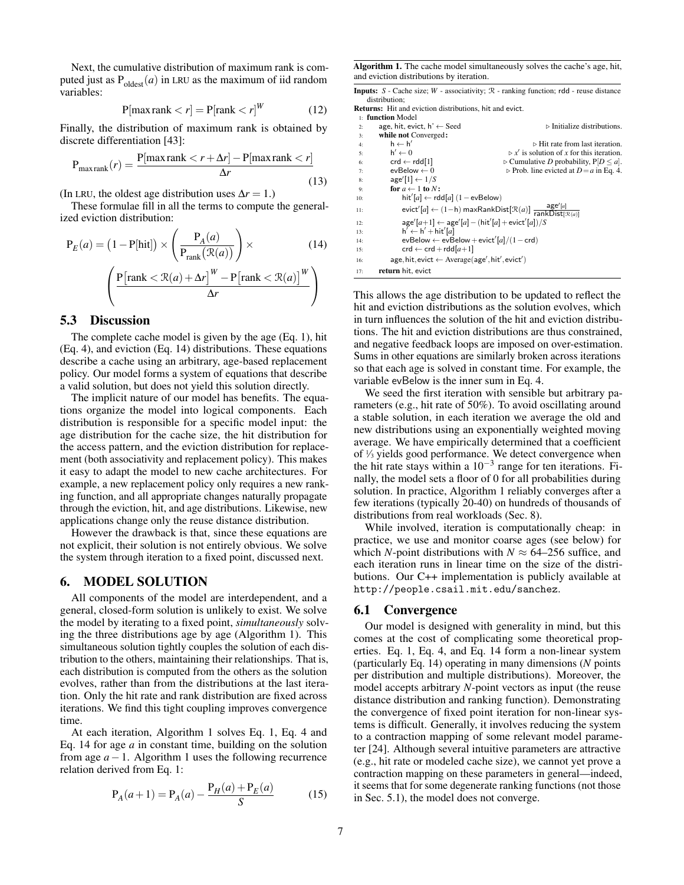Next, the cumulative distribution of maximum rank is computed just as $\mathrm{P}_{\mathrm{oldest}}(a)$ in LRU as the maximum of iid random variables:

$$\mathrm{P}[\max \mathrm{rank} < r] = \mathrm{P}[\mathrm{rank} < r]^W \tag{12}$$

Finally, the distribution of maximum rank is obtained by discrete differentiation [43]:

$$\mathrm{P}_{\max \mathrm{rank}}(r) = \frac{\mathrm{P}[\max \mathrm{rank} < r + \Delta r] - \mathrm{P}[\max \mathrm{rank} < r]}{\Delta r} \tag{13}$$

(In LRU, the oldest age distribution uses $\Delta r = 1$.)

These formulae fill in all the terms to compute the generalized eviction distribution:

$$\mathrm{P}_E(a) = \big(1 - \mathrm{P}[\mathrm{hit}]\big) \times \left( \frac{\mathrm{P}_A(a)}{\mathrm{P}_{\mathrm{rank}}\big(\mathcal{R}(a)\big)} \right) \times \left( \frac{\mathrm{P}\big[\mathrm{rank} < \mathcal{R}(a) + \Delta r\big]^W - \mathrm{P}\big[\mathrm{rank} < \mathcal{R}(a)\big]^W}{\Delta r} \right) \tag{14}$$

### 5.3 Discussion

The complete cache model is given by the age (Eq. 1), hit (Eq. 4), and eviction (Eq. 14) distributions. These equations describe a cache using an arbitrary, age-based replacement policy. Our model forms a system of equations that describe a valid solution, but does not yield this solution directly.

The implicit nature of our model has benefits. The equations organize the model into logical components. Each distribution is responsible for a specific model input: the age distribution for the cache size, the hit distribution for the access pattern, and the eviction distribution for replacement (both associativity and replacement policy). This makes it easy to adapt the model to new cache architectures. For example, a new replacement policy only requires a new ranking function, and all appropriate changes naturally propagate through the eviction, hit, and age distributions. Likewise, new applications change only the reuse distance distribution.

However the drawback is that, since these equations are not explicit, their solution is not entirely obvious. We solve the system through iteration to a fixed point, discussed next.

## 6. MODEL SOLUTION

All components of the model are interdependent, and a general, closed-form solution is unlikely to exist. We solve the model by iterating to a fixed point, *simultaneously* solving the three distributions age by age (Algorithm 1). This simultaneous solution tightly couples the solution of each distribution to the others, maintaining their relationships. That is, each distribution is computed from the others as the solution evolves, rather than from the distributions at the last iteration. Only the hit rate and rank distribution are fixed across iterations. We find this tight coupling improves convergence time.

At each iteration, Algorithm 1 solves Eq. 1, Eq. 4 and Eq. 14 for age $a$ in constant time, building on the solution from age $a-1$. Algorithm 1 uses the following recurrence relation derived from Eq. 1:

$$\mathrm{P}_A(a+1) = \mathrm{P}_A(a) - \frac{\mathrm{P}_H(a) + \mathrm{P}_E(a)}{S} \tag{15}$$

**Algorithm 1.** The cache model simultaneously solves the cache's age, hit, and eviction distributions by iteration.

**Inputs:** $S$ - Cache size; $W$ - associativity; $\mathcal{R}$ - ranking function; rdd - reuse distance distribution;
**Returns:** Hit and eviction distributions, hit and evict.

```
1:  function Model
2:      age, hit, evict, h' ← Seed                          ▷ Initialize distributions.
3:      while not Converged:
4:          h ← h'                                          ▷ Hit rate from last iteration.
5:          h' ← 0                                          ▷ x' is solution of x for this iteration.
6:          crd ← rdd[1]                                    ▷ Cumulative D probability, P[D ≤ a].
7:          evBelow ← 0                                     ▷ Prob. line evicted at D = a in Eq. 4.
8:          age'[1] ← 1/S
9:          for a ← 1 to N:
10:             hit'[a] ← rdd[a] (1 − evBelow)
11:             evict'[a] ← (1−h) maxRankDist[R(a)] age'[a] / rankDist[R(a)]
12:             age'[a+1] ← age'[a] − (hit'[a] + evict'[a])/S
13:             h' ← h' + hit'[a]
14:             evBelow ← evBelow + evict'[a]/(1 − crd)
15:             crd ← crd + rdd[a+1]
16:     age, hit, evict ← Average(age', hit', evict')
17:     return hit, evict
```

This allows the age distribution to be updated to reflect the hit and eviction distributions as the solution evolves, which in turn influences the solution of the hit and eviction distributions. The hit and eviction distributions are thus constrained, and negative feedback loops are imposed on over-estimation. Sums in other equations are similarly broken across iterations so that each age is solved in constant time. For example, the variable evBelow is the inner sum in Eq. 4.

We seed the first iteration with sensible but arbitrary parameters (e.g., hit rate of 50%). To avoid oscillating around a stable solution, in each iteration we average the old and new distributions using an exponentially weighted moving average. We have empirically determined that a coefficient of ⅓ yields good performance. We detect convergence when the hit rate stays within a $10^{-3}$ range for ten iterations. Finally, the model sets a floor of 0 for all probabilities during solution. In practice, Algorithm 1 reliably converges after a few iterations (typically 20-40) on hundreds of thousands of distributions from real workloads (Sec. 8).

While involved, iteration is computationally cheap: in practice, we use and monitor coarse ages (see below) for which $N$-point distributions with $N \approx$ 64–256 suffice, and each iteration runs in linear time on the size of the distributions. Our C++ implementation is publicly available at `http://people.csail.mit.edu/sanchez`.

### 6.1 Convergence

Our model is designed with generality in mind, but this comes at the cost of complicating some theoretical properties. Eq. 1, Eq. 4, and Eq. 14 form a non-linear system (particularly Eq. 14) operating in many dimensions ($N$ points per distribution and multiple distributions). Moreover, the model accepts arbitrary $N$-point vectors as input (the reuse distance distribution and ranking function). Demonstrating the convergence of fixed point iteration for non-linear systems is difficult. Generally, it involves reducing the system to a contraction mapping of some relevant model parameter [24]. Although several intuitive parameters are attractive (e.g., hit rate or modeled cache size), we cannot yet prove a contraction mapping on these parameters in general—indeed, it seems that for some degenerate ranking functions (not those in Sec. 5.1), the model does not converge.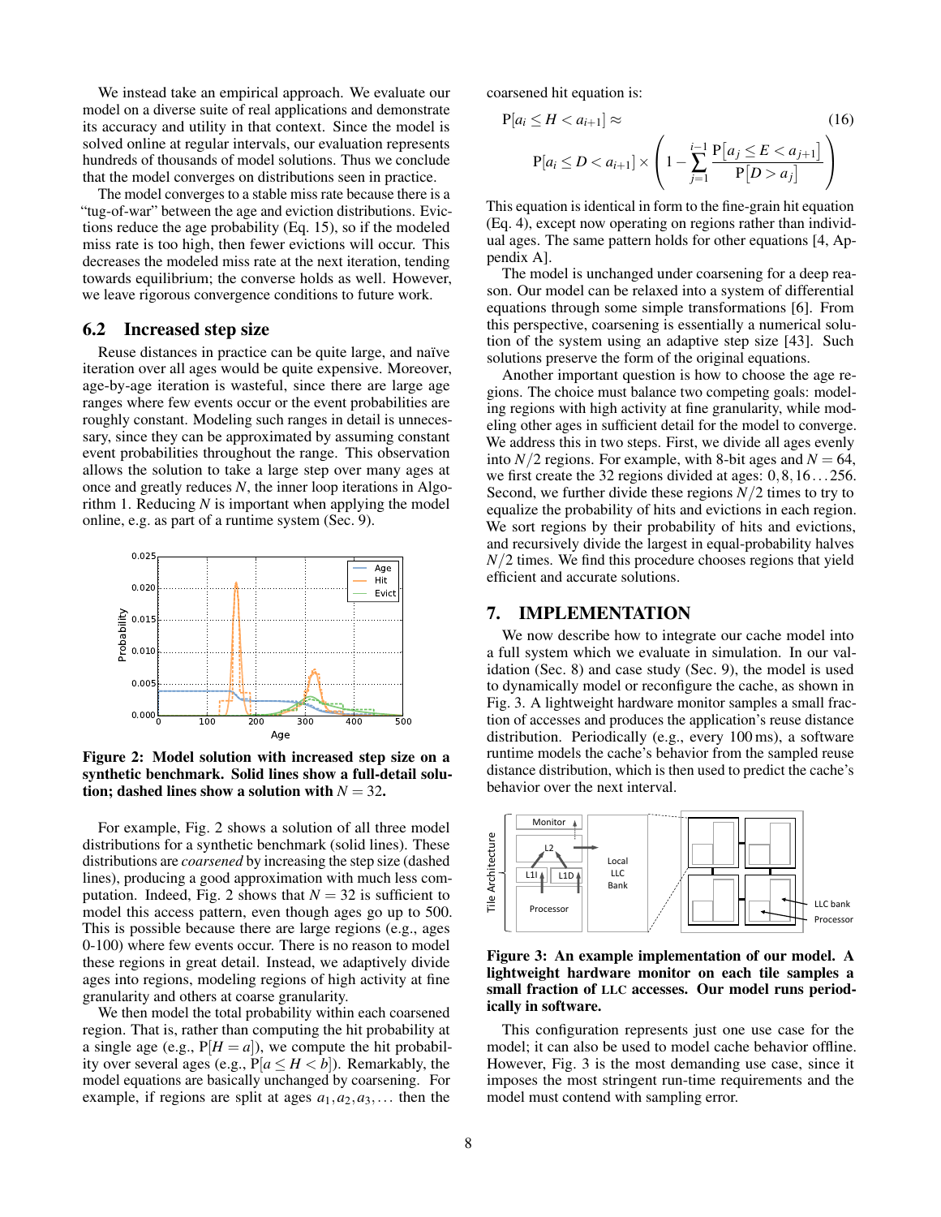We instead take an empirical approach. We evaluate our model on a diverse suite of real applications and demonstrate its accuracy and utility in that context. Since the model is solved online at regular intervals, our evaluation represents hundreds of thousands of model solutions. Thus we conclude that the model converges on distributions seen in practice.

The model converges to a stable miss rate because there is a "tug-of-war" between the age and eviction distributions. Evictions reduce the age probability (Eq. 15), so if the modeled miss rate is too high, then fewer evictions will occur. This decreases the modeled miss rate at the next iteration, tending towards equilibrium; the converse holds as well. However, we leave rigorous convergence conditions to future work.

## 6.2 Increased step size

Reuse distances in practice can be quite large, and naïve iteration over all ages would be quite expensive. Moreover, age-by-age iteration is wasteful, since there are large age ranges where few events occur or the event probabilities are roughly constant. Modeling such ranges in detail is unnecessary, since they can be approximated by assuming constant event probabilities throughout the range. This observation allows the solution to take a large step over many ages at once and greatly reduces $N$, the inner loop iterations in Algorithm 1. Reducing $N$ is important when applying the model online, e.g. as part of a runtime system (Sec. 9).

0.025
0.020
0.015
0.010
0.005
0.000
Probability
0 100 200 300 400 500
Age
Age
Hit
Evict

**Figure 2: Model solution with increased step size on a synthetic benchmark. Solid lines show a full-detail solution; dashed lines show a solution with $N = 32$.**

For example, Fig. 2 shows a solution of all three model distributions for a synthetic benchmark (solid lines). These distributions are *coarsened* by increasing the step size (dashed lines), producing a good approximation with much less computation. Indeed, Fig. 2 shows that $N = 32$ is sufficient to model this access pattern, even though ages go up to 500. This is possible because there are large regions (e.g., ages 0-100) where few events occur. There is no reason to model these regions in great detail. Instead, we adaptively divide ages into regions, modeling regions of high activity at fine granularity and others at coarse granularity.

We then model the total probability within each coarsened region. That is, rather than computing the hit probability at a single age (e.g., $\mathrm{P}[H = a]$), we compute the hit probability over several ages (e.g., $\mathrm{P}[a \leq H < b]$). Remarkably, the model equations are basically unchanged by coarsening. For example, if regions are split at ages $a_1, a_2, a_3, \ldots$ then the coarsened hit equation is:

$$\mathrm{P}[a_i \leq H < a_{i+1}] \approx \mathrm{P}[a_i \leq D < a_{i+1}] \times \left(1 - \sum_{j=1}^{i-1} \frac{\mathrm{P}\left[a_j \leq E < a_{j+1}\right]}{\mathrm{P}\left[D > a_j\right]}\right) \tag{16}$$

This equation is identical in form to the fine-grain hit equation (Eq. 4), except now operating on regions rather than individual ages. The same pattern holds for other equations [4, Appendix A].

The model is unchanged under coarsening for a deep reason. Our model can be relaxed into a system of differential equations through some simple transformations [6]. From this perspective, coarsening is essentially a numerical solution of the system using an adaptive step size [43]. Such solutions preserve the form of the original equations.

Another important question is how to choose the age regions. The choice must balance two competing goals: modeling regions with high activity at fine granularity, while modeling other ages in sufficient detail for the model to converge. We address this in two steps. First, we divide all ages evenly into $N/2$ regions. For example, with 8-bit ages and $N = 64$, we first create the 32 regions divided at ages: $0, 8, 16 \ldots 256$. Second, we further divide these regions $N/2$ times to try to equalize the probability of hits and evictions in each region. We sort regions by their probability of hits and evictions, and recursively divide the largest in equal-probability halves $N/2$ times. We find this procedure chooses regions that yield efficient and accurate solutions.

# 7. IMPLEMENTATION

We now describe how to integrate our cache model into a full system which we evaluate in simulation. In our validation (Sec. 8) and case study (Sec. 9), the model is used to dynamically model or reconfigure the cache, as shown in Fig. 3. A lightweight hardware monitor samples a small fraction of accesses and produces the application's reuse distance distribution. Periodically (e.g., every 100 ms), a software runtime models the cache's behavior from the sampled reuse distance distribution, which is then used to predict the cache's behavior over the next interval.

Tile Architecture
Monitor
L2
L1I
L1D
Processor
Local LLC Bank
LLC bank
Processor

**Figure 3: An example implementation of our model. A lightweight hardware monitor on each tile samples a small fraction of LLC accesses. Our model runs periodically in software.**

This configuration represents just one use case for the model; it can also be used to model cache behavior offline. However, Fig. 3 is the most demanding use case, since it imposes the most stringent run-time requirements and the model must contend with sampling error.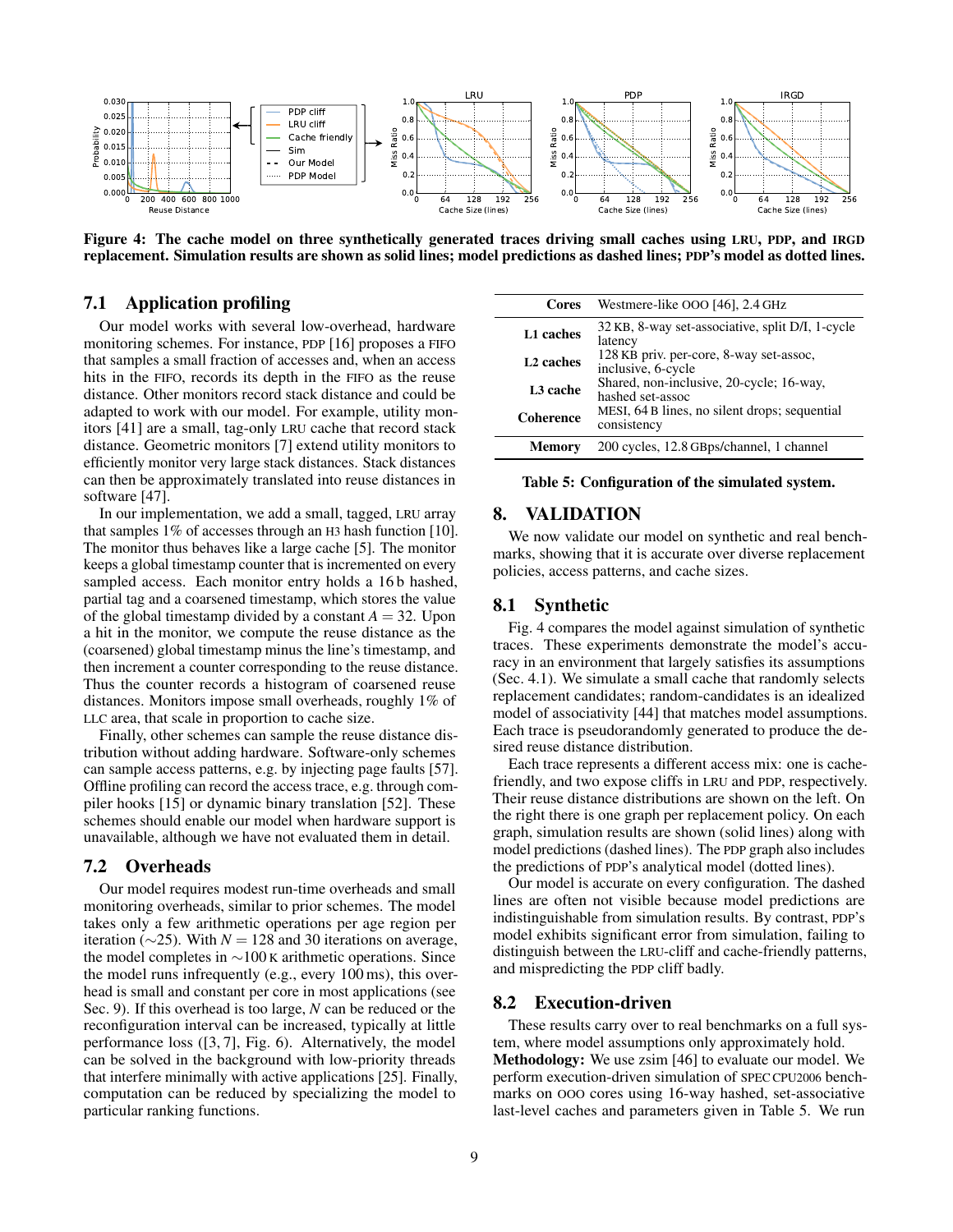**Figure 4: The cache model on three synthetically generated traces driving small caches using LRU, PDP, and IRGD replacement. Simulation results are shown as solid lines; model predictions as dashed lines; PDP's model as dotted lines.**

### 7.1 Application profiling

Our model works with several low-overhead, hardware monitoring schemes. For instance, PDP [16] proposes a FIFO that samples a small fraction of accesses and, when an access hits in the FIFO, records its depth in the FIFO as the reuse distance. Other monitors record stack distance and could be adapted to work with our model. For example, utility monitors [41] are a small, tag-only LRU cache that record stack distance. Geometric monitors [7] extend utility monitors to efficiently monitor very large stack distances. Stack distances can then be approximately translated into reuse distances in software [47].

In our implementation, we add a small, tagged, LRU array that samples 1% of accesses through an H3 hash function [10]. The monitor thus behaves like a large cache [5]. The monitor keeps a global timestamp counter that is incremented on every sampled access. Each monitor entry holds a 16 b hashed, partial tag and a coarsened timestamp, which stores the value of the global timestamp divided by a constant $A = 32$. Upon a hit in the monitor, we compute the reuse distance as the (coarsened) global timestamp minus the line's timestamp, and then increment a counter corresponding to the reuse distance. Thus the counter records a histogram of coarsened reuse distances. Monitors impose small overheads, roughly 1% of LLC area, that scale in proportion to cache size.

Finally, other schemes can sample the reuse distance distribution without adding hardware. Software-only schemes can sample access patterns, e.g. by injecting page faults [57]. Offline profiling can record the access trace, e.g. through compiler hooks [15] or dynamic binary translation [52]. These schemes should enable our model when hardware support is unavailable, although we have not evaluated them in detail.

### 7.2 Overheads

Our model requires modest run-time overheads and small monitoring overheads, similar to prior schemes. The model takes only a few arithmetic operations per age region per iteration (~25). With $N = 128$ and 30 iterations on average, the model completes in ~100 K arithmetic operations. Since the model runs infrequently (e.g., every 100 ms), this overhead is small and constant per core in most applications (see Sec. 9). If this overhead is too large, $N$ can be reduced or the reconfiguration interval can be increased, typically at little performance loss ([3, 7], Fig. 6). Alternatively, the model can be solved in the background with low-priority threads that interfere minimally with active applications [25]. Finally, computation can be reduced by specializing the model to particular ranking functions.

| | |
|---|---|
| **Cores** | Westmere-like OOO [46], 2.4 GHz |
| **L1 caches** | 32 KB, 8-way set-associative, split D/I, 1-cycle latency |
| **L2 caches** | 128 KB priv. per-core, 8-way set-assoc, inclusive, 6-cycle |
| **L3 cache** | Shared, non-inclusive, 20-cycle; 16-way, hashed set-assoc |
| **Coherence** | MESI, 64 B lines, no silent drops; sequential consistency |
| **Memory** | 200 cycles, 12.8 GBps/channel, 1 channel |

**Table 5: Configuration of the simulated system.**

## 8. VALIDATION

We now validate our model on synthetic and real benchmarks, showing that it is accurate over diverse replacement policies, access patterns, and cache sizes.

### 8.1 Synthetic

Fig. 4 compares the model against simulation of synthetic traces. These experiments demonstrate the model's accuracy in an environment that largely satisfies its assumptions (Sec. 4.1). We simulate a small cache that randomly selects replacement candidates; random-candidates is an idealized model of associativity [44] that matches model assumptions. Each trace is pseudorandomly generated to produce the desired reuse distance distribution.

Each trace represents a different access mix: one is cache-friendly, and two expose cliffs in LRU and PDP, respectively. Their reuse distance distributions are shown on the left. On the right there is one graph per replacement policy. On each graph, simulation results are shown (solid lines) along with model predictions (dashed lines). The PDP graph also includes the predictions of PDP's analytical model (dotted lines).

Our model is accurate on every configuration. The dashed lines are often not visible because model predictions are indistinguishable from simulation results. By contrast, PDP's model exhibits significant error from simulation, failing to distinguish between the LRU-cliff and cache-friendly patterns, and mispredicting the PDP cliff badly.

### 8.2 Execution-driven

These results carry over to real benchmarks on a full system, where model assumptions only approximately hold.

**Methodology:** We use zsim [46] to evaluate our model. We perform execution-driven simulation of SPEC CPU2006 benchmarks on OOO cores using 16-way hashed, set-associative last-level caches and parameters given in Table 5. We run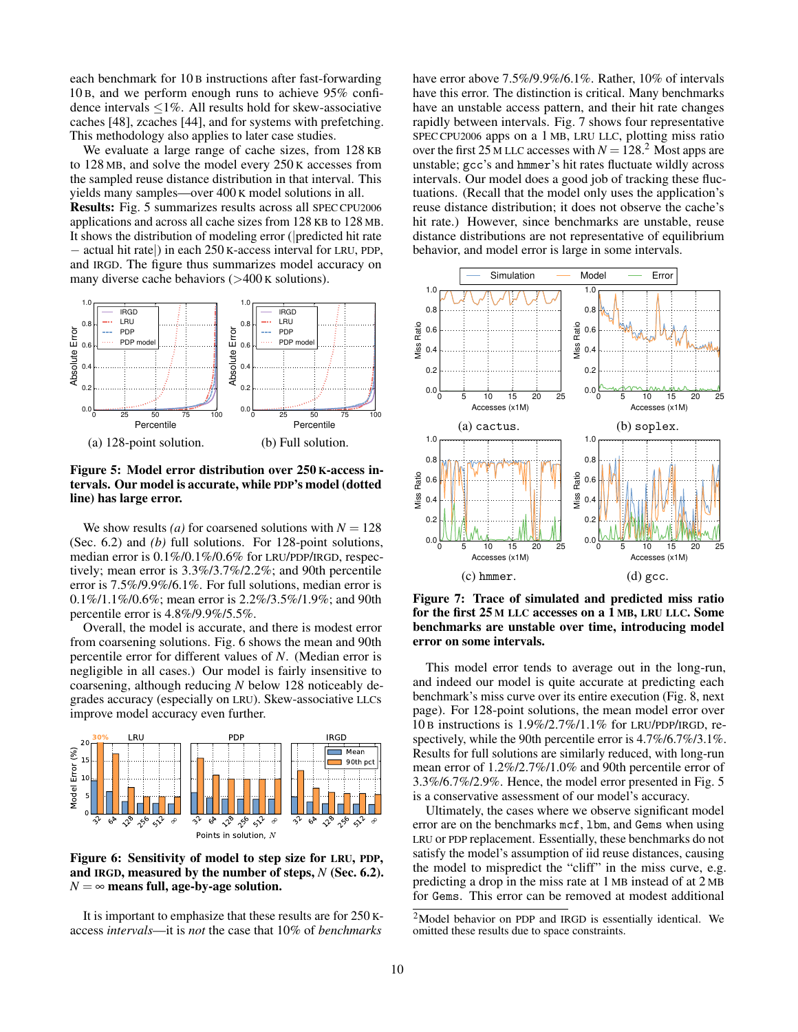each benchmark for 10 B instructions after fast-forwarding 10 B, and we perform enough runs to achieve 95% confidence intervals ≤1%. All results hold for skew-associative caches [48], zcaches [44], and for systems with prefetching. This methodology also applies to later case studies.

We evaluate a large range of cache sizes, from 128 KB to 128 MB, and solve the model every 250 K accesses from the sampled reuse distance distribution in that interval. This yields many samples—over 400 K model solutions in all.

**Results:** Fig. 5 summarizes results across all SPEC CPU2006 applications and across all cache sizes from 128 KB to 128 MB. It shows the distribution of modeling error (|predicted hit rate − actual hit rate|) in each 250 K-access interval for LRU, PDP, and IRGD. The figure thus summarizes model accuracy on many diverse cache behaviors (>400 K solutions).

IRGD
LRU
PDP
PDP model
Absolute Error
Percentile

(a) 128-point solution.

(b) Full solution.

**Figure 5: Model error distribution over 250 K-access intervals. Our model is accurate, while PDP's model (dotted line) has large error.**

We show results *(a)* for coarsened solutions with $N = 128$ (Sec. 6.2) and *(b)* full solutions. For 128-point solutions, median error is 0.1%/0.1%/0.6% for LRU/PDP/IRGD, respectively; mean error is 3.3%/3.7%/2.2%; and 90th percentile error is 7.5%/9.9%/6.1%. For full solutions, median error is 0.1%/1.1%/0.6%; mean error is 2.2%/3.5%/1.9%; and 90th percentile error is 4.8%/9.9%/5.5%.

Overall, the model is accurate, and there is modest error from coarsening solutions. Fig. 6 shows the mean and 90th percentile error for different values of $N$. (Median error is negligible in all cases.) Our model is fairly insensitive to coarsening, although reducing $N$ below 128 noticeably degrades accuracy (especially on LRU). Skew-associative LLCs improve model accuracy even further.

LRU
PDP
IRGD
30%
Mean
90th pct
Model Error (%)
Points in solution, $N$

**Figure 6: Sensitivity of model to step size for LRU, PDP, and IRGD, measured by the number of steps, $N$ (Sec. 6.2). $N = \infty$ means full, age-by-age solution.**

It is important to emphasize that these results are for 250 K-access *intervals*—it is *not* the case that 10% of *benchmarks* have error above 7.5%/9.9%/6.1%. Rather, 10% of intervals have this error. The distinction is critical. Many benchmarks have an unstable access pattern, and their hit rate changes rapidly between intervals. Fig. 7 shows four representative SPEC CPU2006 apps on a 1 MB, LRU LLC, plotting miss ratio over the first 25 M LLC accesses with $N = 128$.[2] Most apps are unstable; `gcc`'s and `hmmer`'s hit rates fluctuate wildly across intervals. Our model does a good job of tracking these fluctuations. (Recall that the model only uses the application's reuse distance distribution; it does not observe the cache's hit rate.) However, since benchmarks are unstable, reuse distance distributions are not representative of equilibrium behavior, and model error is large in some intervals.

Simulation
Model
Error
Miss Ratio
Accesses (x1M)

(a) `cactus`.

(b) `soplex`.

(c) `hmmer`.

(d) `gcc`.

**Figure 7: Trace of simulated and predicted miss ratio for the first 25 M LLC accesses on a 1 MB, LRU LLC. Some benchmarks are unstable over time, introducing model error on some intervals.**

This model error tends to average out in the long-run, and indeed our model is quite accurate at predicting each benchmark's miss curve over its entire execution (Fig. 8, next page). For 128-point solutions, the mean model error over 10 B instructions is 1.9%/2.7%/1.1% for LRU/PDP/IRGD, respectively, while the 90th percentile error is 4.7%/6.7%/3.1%. Results for full solutions are similarly reduced, with long-run mean error of 1.2%/2.7%/1.0% and 90th percentile error of 3.3%/6.7%/2.9%. Hence, the model error presented in Fig. 5 is a conservative assessment of our model's accuracy.

Ultimately, the cases where we observe significant model error are on the benchmarks `mcf`, `lbm`, and `Gems` when using LRU or PDP replacement. Essentially, these benchmarks do not satisfy the model's assumption of iid reuse distances, causing the model to mispredict the "cliff" in the miss curve, e.g. predicting a drop in the miss rate at 1 MB instead of at 2 MB for `Gems`. This error can be removed at modest additional

[2] Model behavior on PDP and IRGD is essentially identical. We omitted these results due to space constraints.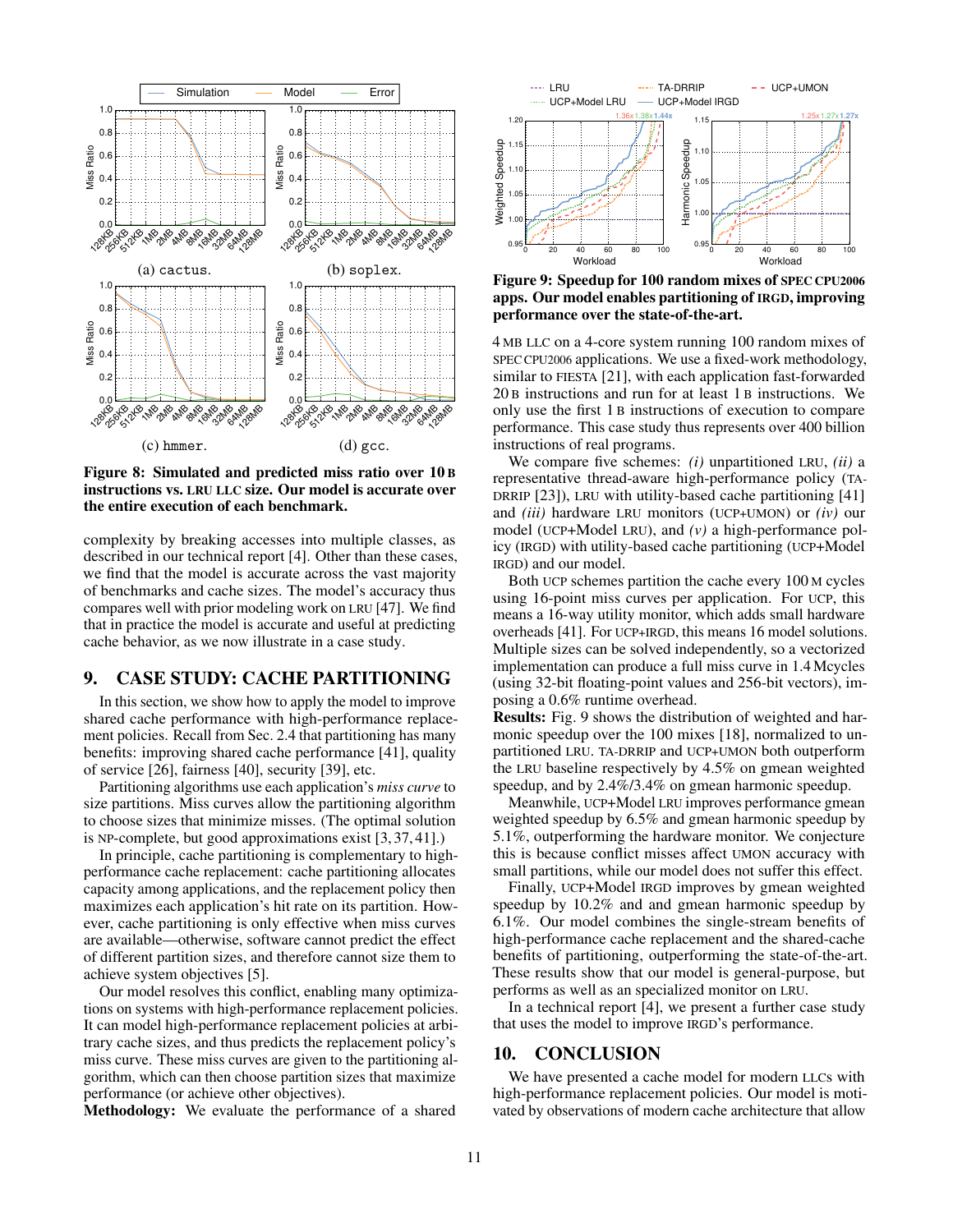Simulation Model Error

1.0
0.8
0.6
0.4
0.2
0.0

Miss Ratio

128KB 256KB 512KB 1MB 2MB 4MB 8MB 16MB 32MB 64MB 128MB

(a) cactus.

(b) soplex.

(c) hmmer.

(d) gcc.

**Figure 8: Simulated and predicted miss ratio over 10 B instructions vs. LRU LLC size. Our model is accurate over the entire execution of each benchmark.**

complexity by breaking accesses into multiple classes, as described in our technical report [4]. Other than these cases, we find that the model is accurate across the vast majority of benchmarks and cache sizes. The model's accuracy thus compares well with prior modeling work on LRU [47]. We find that in practice the model is accurate and useful at predicting cache behavior, as we now illustrate in a case study.

## 9. CASE STUDY: CACHE PARTITIONING

In this section, we show how to apply the model to improve shared cache performance with high-performance replacement policies. Recall from Sec. 2.4 that partitioning has many benefits: improving shared cache performance [41], quality of service [26], fairness [40], security [39], etc.

Partitioning algorithms use each application's *miss curve* to size partitions. Miss curves allow the partitioning algorithm to choose sizes that minimize misses. (The optimal solution is NP-complete, but good approximations exist [3, 37, 41].)

In principle, cache partitioning is complementary to high-performance cache replacement: cache partitioning allocates capacity among applications, and the replacement policy then maximizes each application's hit rate on its partition. However, cache partitioning is only effective when miss curves are available—otherwise, software cannot predict the effect of different partition sizes, and therefore cannot size them to achieve system objectives [5].

Our model resolves this conflict, enabling many optimizations on systems with high-performance replacement policies. It can model high-performance replacement policies at arbitrary cache sizes, and thus predicts the replacement policy's miss curve. These miss curves are given to the partitioning algorithm, which can then choose partition sizes that maximize performance (or achieve other objectives).

**Methodology:** We evaluate the performance of a shared 4 MB LLC on a 4-core system running 100 random mixes of SPEC CPU2006 applications. We use a fixed-work methodology, similar to FIESTA [21], with each application fast-forwarded 20 B instructions and run for at least 1 B instructions. We only use the first 1 B instructions of execution to compare performance. This case study thus represents over 400 billion instructions of real programs.

We compare five schemes: *(i)* unpartitioned LRU, *(ii)* a representative thread-aware high-performance policy (TA-DRRIP [23]), LRU with utility-based cache partitioning [41] and *(iii)* hardware LRU monitors (UCP+UMON) or *(iv)* our model (UCP+Model LRU), and *(v)* a high-performance policy (IRGD) with utility-based cache partitioning (UCP+Model IRGD) and our model.

Both UCP schemes partition the cache every 100 M cycles using 16-point miss curves per application. For UCP, this means a 16-way utility monitor, which adds small hardware overheads [41]. For UCP+IRGD, this means 16 model solutions. Multiple sizes can be solved independently, so a vectorized implementation can produce a full miss curve in 1.4 Mcycles (using 32-bit floating-point values and 256-bit vectors), imposing a 0.6% runtime overhead.

**Results:** Fig. 9 shows the distribution of weighted and harmonic speedup over the 100 mixes [18], normalized to unpartitioned LRU. TA-DRRIP and UCP+UMON both outperform the LRU baseline respectively by 4.5% on gmean weighted speedup, and by 2.4%/3.4% on gmean harmonic speedup.

Meanwhile, UCP+Model LRU improves performance gmean weighted speedup by 6.5% and gmean harmonic speedup by 5.1%, outperforming the hardware monitor. We conjecture this is because conflict misses affect UMON accuracy with small partitions, while our model does not suffer this effect.

Finally, UCP+Model IRGD improves by gmean weighted speedup by 10.2% and and gmean harmonic speedup by 6.1%. Our model combines the single-stream benefits of high-performance cache replacement and the shared-cache benefits of partitioning, outperforming the state-of-the-art. These results show that our model is general-purpose, but performs as well as an specialized monitor on LRU.

In a technical report [4], we present a further case study that uses the model to improve IRGD's performance.

LRU TA-DRRIP UCP+UMON UCP+Model LRU UCP+Model IRGD

Weighted Speedup

1.20 1.15 1.10 1.05 1.00 0.95

1.36x 1.38x 1.44x

Harmonic Speedup

1.15 1.10 1.05 1.00 0.95

1.25x 1.27x 1.27x

Workload

0 20 40 60 80 100

**Figure 9: Speedup for 100 random mixes of SPEC CPU2006 apps. Our model enables partitioning of IRGD, improving performance over the state-of-the-art.**

## 10. CONCLUSION

We have presented a cache model for modern LLCs with high-performance replacement policies. Our model is motivated by observations of modern cache architecture that allow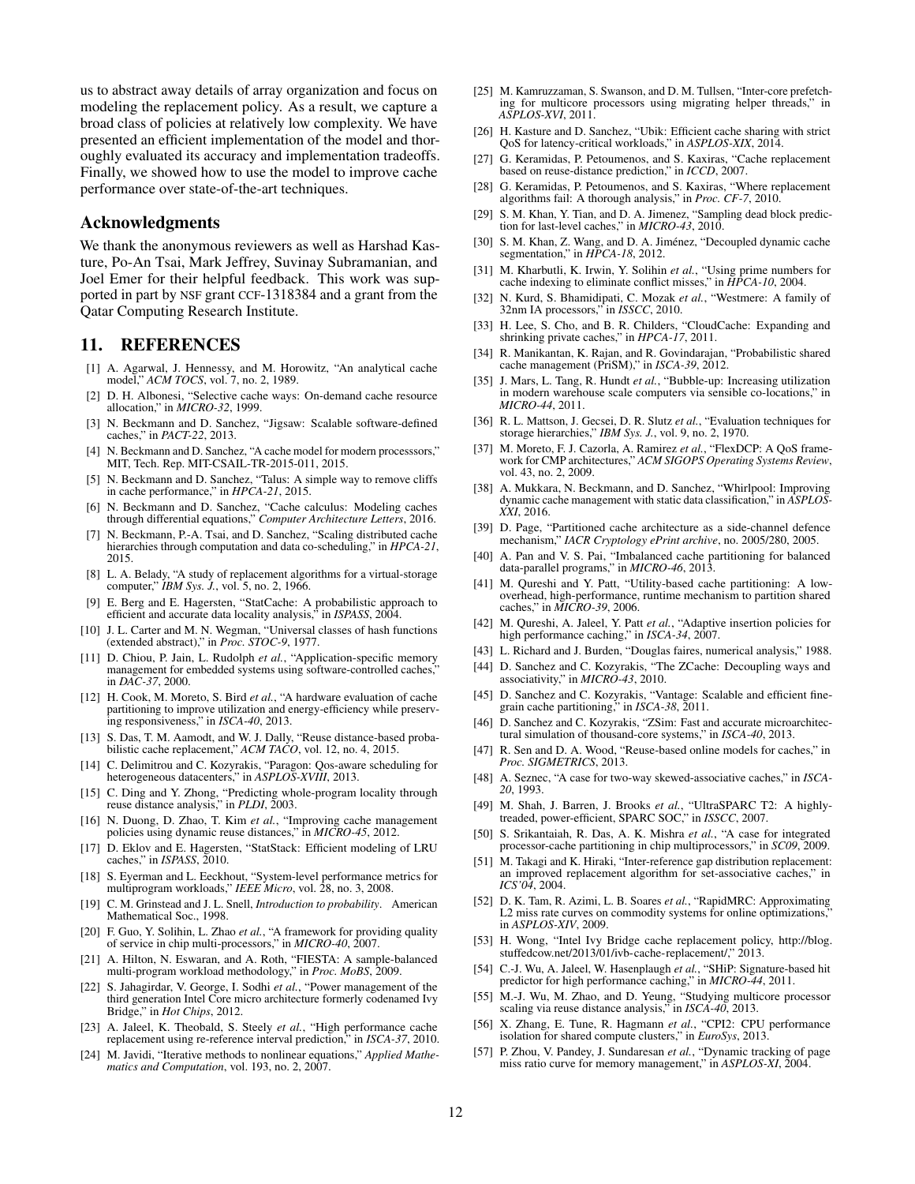us to abstract away details of array organization and focus on modeling the replacement policy. As a result, we capture a broad class of policies at relatively low complexity. We have presented an efficient implementation of the model and thoroughly evaluated its accuracy and implementation tradeoffs. Finally, we showed how to use the model to improve cache performance over state-of-the-art techniques.

## Acknowledgments

We thank the anonymous reviewers as well as Harshad Kasture, Po-An Tsai, Mark Jeffrey, Suvinay Subramanian, and Joel Emer for their helpful feedback. This work was supported in part by NSF grant CCF-1318384 and a grant from the Qatar Computing Research Institute.

## 11. REFERENCES

[1] A. Agarwal, J. Hennessy, and M. Horowitz, "An analytical cache model," *ACM TOCS*, vol. 7, no. 2, 1989.

[2] D. H. Albonesi, "Selective cache ways: On-demand cache resource allocation," in *MICRO-32*, 1999.

[3] N. Beckmann and D. Sanchez, "Jigsaw: Scalable software-defined caches," in *PACT-22*, 2013.

[4] N. Beckmann and D. Sanchez, "A cache model for modern processsors," MIT, Tech. Rep. MIT-CSAIL-TR-2015-011, 2015.

[5] N. Beckmann and D. Sanchez, "Talus: A simple way to remove cliffs in cache performance," in *HPCA-21*, 2015.

[6] N. Beckmann and D. Sanchez, "Cache calculus: Modeling caches through differential equations," *Computer Architecture Letters*, 2016.

[7] N. Beckmann, P.-A. Tsai, and D. Sanchez, "Scaling distributed cache hierarchies through computation and data co-scheduling," in *HPCA-21*, 2015.

[8] L. A. Belady, "A study of replacement algorithms for a virtual-storage computer," *IBM Sys. J.*, vol. 5, no. 2, 1966.

[9] E. Berg and E. Hagersten, "StatCache: A probabilistic approach to efficient and accurate data locality analysis," in *ISPASS*, 2004.

[10] J. L. Carter and M. N. Wegman, "Universal classes of hash functions (extended abstract)," in *Proc. STOC-9*, 1977.

[11] D. Chiou, P. Jain, L. Rudolph *et al.*, "Application-specific memory management for embedded systems using software-controlled caches," in *DAC-37*, 2000.

[12] H. Cook, M. Moreto, S. Bird *et al.*, "A hardware evaluation of cache partitioning to improve utilization and energy-efficiency while preserving responsiveness," in *ISCA-40*, 2013.

[13] S. Das, T. M. Aamodt, and W. J. Dally, "Reuse distance-based probabilistic cache replacement," *ACM TACO*, vol. 12, no. 4, 2015.

[14] C. Delimitrou and C. Kozyrakis, "Paragon: Qos-aware scheduling for heterogeneous datacenters," in *ASPLOS-XVIII*, 2013.

[15] C. Ding and Y. Zhong, "Predicting whole-program locality through reuse distance analysis," in *PLDI*, 2003.

[16] N. Duong, D. Zhao, T. Kim *et al.*, "Improving cache management policies using dynamic reuse distances," in *MICRO-45*, 2012.

[17] D. Eklov and E. Hagersten, "StatStack: Efficient modeling of LRU caches," in *ISPASS*, 2010.

[18] S. Eyerman and L. Eeckhout, "System-level performance metrics for multiprogram workloads," *IEEE Micro*, vol. 28, no. 3, 2008.

[19] C. M. Grinstead and J. L. Snell, *Introduction to probability*. American Mathematical Soc., 1998.

[20] F. Guo, Y. Solihin, L. Zhao *et al.*, "A framework for providing quality of service in chip multi-processors," in *MICRO-40*, 2007.

[21] A. Hilton, N. Eswaran, and A. Roth, "FIESTA: A sample-balanced multi-program workload methodology," in *Proc. MoBS*, 2009.

[22] S. Jahagirdar, V. George, I. Sodhi *et al.*, "Power management of the third generation Intel Core micro architecture formerly codenamed Ivy Bridge," in *Hot Chips*, 2012.

[23] A. Jaleel, K. Theobald, S. Steely *et al.*, "High performance cache replacement using re-reference interval prediction," in *ISCA-37*, 2010.

[24] M. Javidi, "Iterative methods to nonlinear equations," *Applied Mathematics and Computation*, vol. 193, no. 2, 2007.

[25] M. Kamruzzaman, S. Swanson, and D. M. Tullsen, "Inter-core prefetching for multicore processors using migrating helper threads," in *ASPLOS-XVI*, 2011.

[26] H. Kasture and D. Sanchez, "Ubik: Efficient cache sharing with strict QoS for latency-critical workloads," in *ASPLOS-XIX*, 2014.

[27] G. Keramidas, P. Petoumenos, and S. Kaxiras, "Cache replacement based on reuse-distance prediction," in *ICCD*, 2007.

[28] G. Keramidas, P. Petoumenos, and S. Kaxiras, "Where replacement algorithms fail: A thorough analysis," in *Proc. CF-7*, 2010.

[29] S. M. Khan, Y. Tian, and D. A. Jimenez, "Sampling dead block prediction for last-level caches," in *MICRO-43*, 2010.

[30] S. M. Khan, Z. Wang, and D. A. Jiménez, "Decoupled dynamic cache segmentation," in *HPCA-18*, 2012.

[31] M. Kharbutli, K. Irwin, Y. Solihin *et al.*, "Using prime numbers for cache indexing to eliminate conflict misses," in *HPCA-10*, 2004.

[32] N. Kurd, S. Bhamidipati, C. Mozak *et al.*, "Westmere: A family of 32nm IA processors," in *ISSCC*, 2010.

[33] H. Lee, S. Cho, and B. R. Childers, "CloudCache: Expanding and shrinking private caches," in *HPCA-17*, 2011.

[34] R. Manikantan, K. Rajan, and R. Govindarajan, "Probabilistic shared cache management (PriSM)," in *ISCA-39*, 2012.

[35] J. Mars, L. Tang, R. Hundt *et al.*, "Bubble-up: Increasing utilization in modern warehouse scale computers via sensible co-locations," in *MICRO-44*, 2011.

[36] R. L. Mattson, J. Gecsei, D. R. Slutz *et al.*, "Evaluation techniques for storage hierarchies," *IBM Sys. J.*, vol. 9, no. 2, 1970.

[37] M. Moreto, F. J. Cazorla, A. Ramirez *et al.*, "FlexDCP: A QoS framework for CMP architectures," *ACM SIGOPS Operating Systems Review*, vol. 43, no. 2, 2009.

[38] A. Mukkara, N. Beckmann, and D. Sanchez, "Whirlpool: Improving dynamic cache management with static data classification," in *ASPLOS-XXI*, 2016.

[39] D. Page, "Partitioned cache architecture as a side-channel defence mechanism," *IACR Cryptology ePrint archive*, no. 2005/280, 2005.

[40] A. Pan and V. S. Pai, "Imbalanced cache partitioning for balanced data-parallel programs," in *MICRO-46*, 2013.

[41] M. Qureshi and Y. Patt, "Utility-based cache partitioning: A low-overhead, high-performance, runtime mechanism to partition shared caches," in *MICRO-39*, 2006.

[42] M. Qureshi, A. Jaleel, Y. Patt *et al.*, "Adaptive insertion policies for high performance caching," in *ISCA-34*, 2007.

[43] L. Richard and J. Burden, "Douglas faires, numerical analysis," 1988.

[44] D. Sanchez and C. Kozyrakis, "The ZCache: Decoupling ways and associativity," in *MICRO-43*, 2010.

[45] D. Sanchez and C. Kozyrakis, "Vantage: Scalable and efficient fine-grain cache partitioning," in *ISCA-38*, 2011.

[46] D. Sanchez and C. Kozyrakis, "ZSim: Fast and accurate microarchitectural simulation of thousand-core systems," in *ISCA-40*, 2013.

[47] R. Sen and D. A. Wood, "Reuse-based online models for caches," in *Proc. SIGMETRICS*, 2013.

[48] A. Seznec, "A case for two-way skewed-associative caches," in *ISCA-20*, 1993.

[49] M. Shah, J. Barren, J. Brooks *et al.*, "UltraSPARC T2: A highly-treaded, power-efficient, SPARC SOC," in *ISSCC*, 2007.

[50] S. Srikantaiah, R. Das, A. K. Mishra *et al.*, "A case for integrated processor-cache partitioning in chip multiprocessors," in *SC09*, 2009.

[51] M. Takagi and K. Hiraki, "Inter-reference gap distribution replacement: an improved replacement algorithm for set-associative caches," in *ICS'04*, 2004.

[52] D. K. Tam, R. Azimi, L. B. Soares *et al.*, "RapidMRC: Approximating L2 miss rate curves on commodity systems for online optimizations," in *ASPLOS-XIV*, 2009.

[53] H. Wong, "Intel Ivy Bridge cache replacement policy, http://blog.stuffedcow.net/2013/01/ivb-cache-replacement/," 2013.

[54] C.-J. Wu, A. Jaleel, W. Hasenplaugh *et al.*, "SHiP: Signature-based hit predictor for high performance caching," in *MICRO-44*, 2011.

[55] M.-J. Wu, M. Zhao, and D. Yeung, "Studying multicore processor scaling via reuse distance analysis," in *ISCA-40*, 2013.

[56] X. Zhang, E. Tune, R. Hagmann *et al.*, "CPI2: CPU performance isolation for shared compute clusters," in *EuroSys*, 2013.

[57] P. Zhou, V. Pandey, J. Sundaresan *et al.*, "Dynamic tracking of page miss ratio curve for memory management," in *ASPLOS-XI*, 2004.